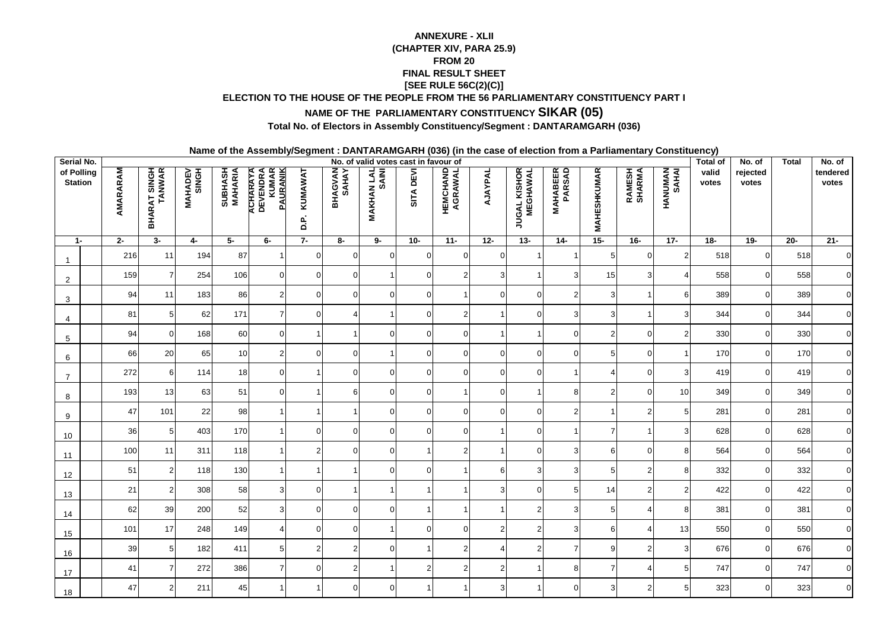**ANNEXURE - XLII**
**(CHAPTER XIV, PARA 25.9)**
**FROM 20**
**FINAL RESULT SHEET**
**[SEE RULE 56C(2)(C)]**
**ELECTION TO THE HOUSE OF THE PEOPLE FROM THE 56 PARLIAMENTARY CONSTITUENCY PART I**
**NAME OF THE PARLIAMENTARY CONSTITUENCY SIKAR (05)**
**Total No. of Electors in Assembly Constituency/Segment : DANTARAMGARH (036)**

**Name of the Assembly/Segment : DANTARAMGARH (036) (in the case of election from a Parliamentary Constituency)**

| Serial No. of Polling Station | No. of valid votes cast in favour of | | | | | | | | | | | | | | | | Total of valid votes | No. of rejected votes | Total | No. of tendered votes |
|---|---|---|---|---|---|---|---|---|---|---|---|---|---|---|---|---|---|---|---|---|
| | AMARARAM | BHARAT SINGH TANWAR | MAHADEV SINGH | SUBHASH MAHARIA | ACHARAYA DEVENDRA KUMAR PAURANIK | D.P. KUMAWAT | BHAGVAN SAHAY | MAKHAN LAL SAINI | SITA DEVI | HEMCHAND AGRAWAL | AJAYPAL | JUGAL KISHOR MEGHAWAL | MAHABEER PARSAD | MAHESHKUMAR | RAMESH SHARMA | HANUMAN SAHAI | | | | |
| 1- | 2- | 3- | 4- | 5- | 6- | 7- | 8- | 9- | 10- | 11- | 12- | 13- | 14- | 15- | 16- | 17- | 18- | 19- | 20- | 21- |
| 1 | 216 | 11 | 194 | 87 | 1 | 0 | 0 | 0 | 0 | 0 | 0 | 1 | 1 | 5 | 0 | 2 | 518 | 0 | 518 | 0 |
| 2 | 159 | 7 | 254 | 106 | 0 | 0 | 0 | 1 | 0 | 2 | 3 | 1 | 3 | 15 | 3 | 4 | 558 | 0 | 558 | 0 |
| 3 | 94 | 11 | 183 | 86 | 2 | 0 | 0 | 0 | 0 | 1 | 0 | 0 | 2 | 3 | 1 | 6 | 389 | 0 | 389 | 0 |
| 4 | 81 | 5 | 62 | 171 | 7 | 0 | 4 | 1 | 0 | 2 | 1 | 0 | 3 | 3 | 1 | 3 | 344 | 0 | 344 | 0 |
| 5 | 94 | 0 | 168 | 60 | 0 | 1 | 1 | 0 | 0 | 0 | 1 | 1 | 0 | 2 | 0 | 2 | 330 | 0 | 330 | 0 |
| 6 | 66 | 20 | 65 | 10 | 2 | 0 | 0 | 1 | 0 | 0 | 0 | 0 | 0 | 5 | 0 | 1 | 170 | 0 | 170 | 0 |
| 7 | 272 | 6 | 114 | 18 | 0 | 1 | 0 | 0 | 0 | 0 | 0 | 0 | 1 | 4 | 0 | 3 | 419 | 0 | 419 | 0 |
| 8 | 193 | 13 | 63 | 51 | 0 | 1 | 6 | 0 | 0 | 1 | 0 | 1 | 8 | 2 | 0 | 10 | 349 | 0 | 349 | 0 |
| 9 | 47 | 101 | 22 | 98 | 1 | 1 | 1 | 0 | 0 | 0 | 0 | 0 | 2 | 1 | 2 | 5 | 281 | 0 | 281 | 0 |
| 10 | 36 | 5 | 403 | 170 | 1 | 0 | 0 | 0 | 0 | 0 | 1 | 0 | 1 | 7 | 1 | 3 | 628 | 0 | 628 | 0 |
| 11 | 100 | 11 | 311 | 118 | 1 | 2 | 0 | 0 | 1 | 2 | 1 | 0 | 3 | 6 | 0 | 8 | 564 | 0 | 564 | 0 |
| 12 | 51 | 2 | 118 | 130 | 1 | 1 | 1 | 0 | 0 | 1 | 6 | 3 | 3 | 5 | 2 | 8 | 332 | 0 | 332 | 0 |
| 13 | 21 | 2 | 308 | 58 | 3 | 0 | 1 | 1 | 1 | 1 | 3 | 0 | 5 | 14 | 2 | 2 | 422 | 0 | 422 | 0 |
| 14 | 62 | 39 | 200 | 52 | 3 | 0 | 0 | 0 | 1 | 1 | 1 | 2 | 3 | 5 | 4 | 8 | 381 | 0 | 381 | 0 |
| 15 | 101 | 17 | 248 | 149 | 4 | 0 | 0 | 1 | 0 | 0 | 2 | 2 | 3 | 6 | 4 | 13 | 550 | 0 | 550 | 0 |
| 16 | 39 | 5 | 182 | 411 | 5 | 2 | 2 | 0 | 1 | 2 | 4 | 2 | 7 | 9 | 2 | 3 | 676 | 0 | 676 | 0 |
| 17 | 41 | 7 | 272 | 386 | 7 | 0 | 2 | 1 | 2 | 2 | 2 | 1 | 8 | 7 | 4 | 5 | 747 | 0 | 747 | 0 |
| 18 | 47 | 2 | 211 | 45 | 1 | 1 | 0 | 0 | 1 | 1 | 3 | 1 | 0 | 3 | 2 | 5 | 323 | 0 | 323 | 0 |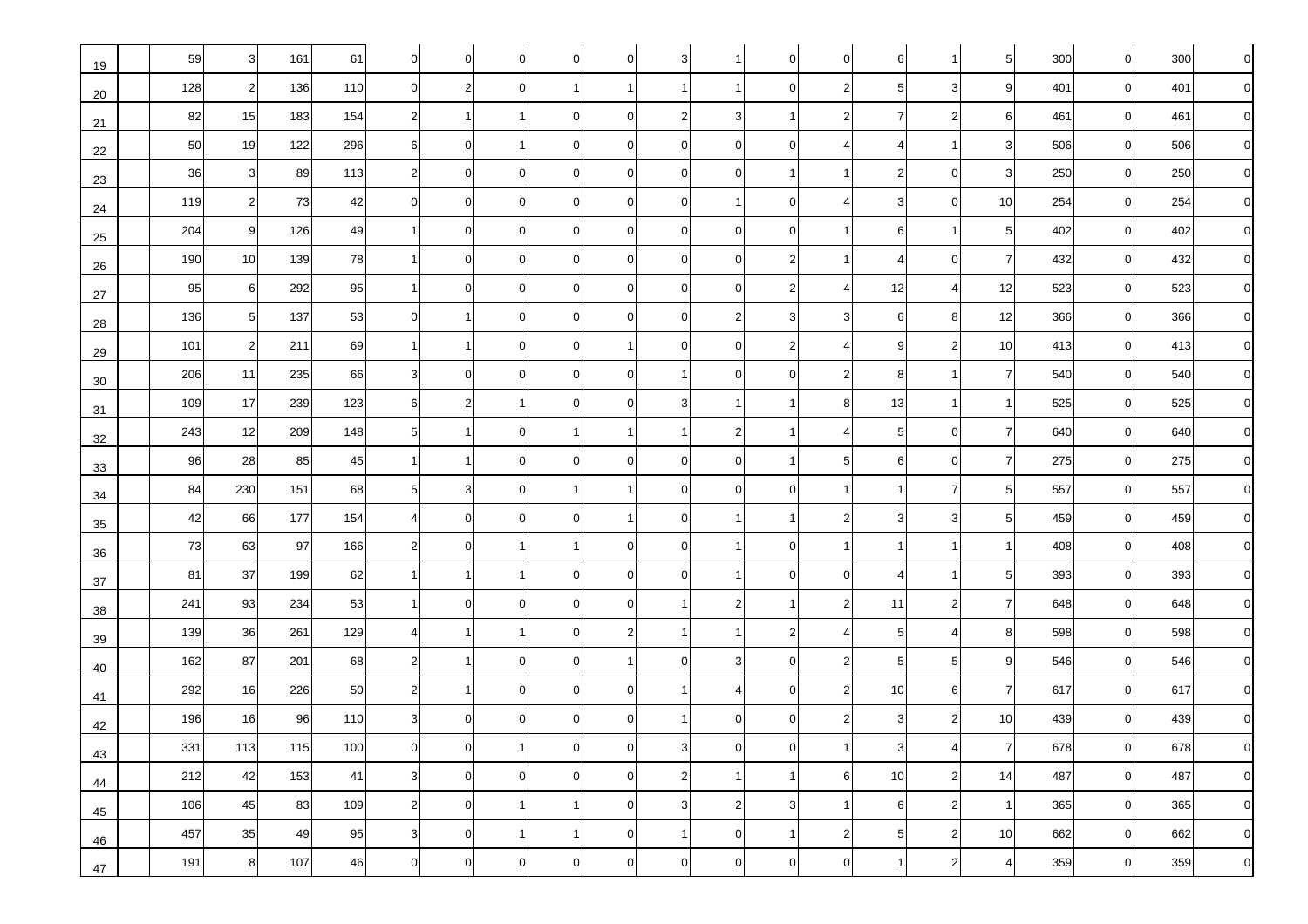| | | | | | | | | | | | | | | | | | | | | | |
|---|---|---|---|---|---|---|---|---|---|---|---|---|---|---|---|---|---|---|---|---|---|
| 19 | | 59 | 3 | 161 | 61 | 0 | 0 | 0 | 0 | 0 | 3 | 1 | 0 | 0 | 6 | 1 | 5 | 300 | 0 | 300 | 0 |
| 20 | | 128 | 2 | 136 | 110 | 0 | 2 | 0 | 1 | 1 | 1 | 1 | 0 | 2 | 5 | 3 | 9 | 401 | 0 | 401 | 0 |
| 21 | | 82 | 15 | 183 | 154 | 2 | 1 | 1 | 0 | 0 | 2 | 3 | 1 | 2 | 7 | 2 | 6 | 461 | 0 | 461 | 0 |
| 22 | | 50 | 19 | 122 | 296 | 6 | 0 | 1 | 0 | 0 | 0 | 0 | 0 | 4 | 4 | 1 | 3 | 506 | 0 | 506 | 0 |
| 23 | | 36 | 3 | 89 | 113 | 2 | 0 | 0 | 0 | 0 | 0 | 0 | 1 | 1 | 2 | 0 | 3 | 250 | 0 | 250 | 0 |
| 24 | | 119 | 2 | 73 | 42 | 0 | 0 | 0 | 0 | 0 | 0 | 1 | 0 | 4 | 3 | 0 | 10 | 254 | 0 | 254 | 0 |
| 25 | | 204 | 9 | 126 | 49 | 1 | 0 | 0 | 0 | 0 | 0 | 0 | 0 | 1 | 6 | 1 | 5 | 402 | 0 | 402 | 0 |
| 26 | | 190 | 10 | 139 | 78 | 1 | 0 | 0 | 0 | 0 | 0 | 0 | 2 | 1 | 4 | 0 | 7 | 432 | 0 | 432 | 0 |
| 27 | | 95 | 6 | 292 | 95 | 1 | 0 | 0 | 0 | 0 | 0 | 0 | 2 | 4 | 12 | 4 | 12 | 523 | 0 | 523 | 0 |
| 28 | | 136 | 5 | 137 | 53 | 0 | 1 | 0 | 0 | 0 | 0 | 2 | 3 | 3 | 6 | 8 | 12 | 366 | 0 | 366 | 0 |
| 29 | | 101 | 2 | 211 | 69 | 1 | 1 | 0 | 0 | 1 | 0 | 0 | 2 | 4 | 9 | 2 | 10 | 413 | 0 | 413 | 0 |
| 30 | | 206 | 11 | 235 | 66 | 3 | 0 | 0 | 0 | 0 | 1 | 0 | 0 | 2 | 8 | 1 | 7 | 540 | 0 | 540 | 0 |
| 31 | | 109 | 17 | 239 | 123 | 6 | 2 | 1 | 0 | 0 | 3 | 1 | 1 | 8 | 13 | 1 | 1 | 525 | 0 | 525 | 0 |
| 32 | | 243 | 12 | 209 | 148 | 5 | 1 | 0 | 1 | 1 | 1 | 2 | 1 | 4 | 5 | 0 | 7 | 640 | 0 | 640 | 0 |
| 33 | | 96 | 28 | 85 | 45 | 1 | 1 | 0 | 0 | 0 | 0 | 0 | 1 | 5 | 6 | 0 | 7 | 275 | 0 | 275 | 0 |
| 34 | | 84 | 230 | 151 | 68 | 5 | 3 | 0 | 1 | 1 | 0 | 0 | 0 | 1 | 1 | 7 | 5 | 557 | 0 | 557 | 0 |
| 35 | | 42 | 66 | 177 | 154 | 4 | 0 | 0 | 0 | 1 | 0 | 1 | 1 | 2 | 3 | 3 | 5 | 459 | 0 | 459 | 0 |
| 36 | | 73 | 63 | 97 | 166 | 2 | 0 | 1 | 1 | 0 | 0 | 1 | 0 | 1 | 1 | 1 | 1 | 408 | 0 | 408 | 0 |
| 37 | | 81 | 37 | 199 | 62 | 1 | 1 | 1 | 0 | 0 | 0 | 1 | 0 | 0 | 4 | 1 | 5 | 393 | 0 | 393 | 0 |
| 38 | | 241 | 93 | 234 | 53 | 1 | 0 | 0 | 0 | 0 | 1 | 2 | 1 | 2 | 11 | 2 | 7 | 648 | 0 | 648 | 0 |
| 39 | | 139 | 36 | 261 | 129 | 4 | 1 | 1 | 0 | 2 | 1 | 1 | 2 | 4 | 5 | 4 | 8 | 598 | 0 | 598 | 0 |
| 40 | | 162 | 87 | 201 | 68 | 2 | 1 | 0 | 0 | 1 | 0 | 3 | 0 | 2 | 5 | 5 | 9 | 546 | 0 | 546 | 0 |
| 41 | | 292 | 16 | 226 | 50 | 2 | 1 | 0 | 0 | 0 | 1 | 4 | 0 | 2 | 10 | 6 | 7 | 617 | 0 | 617 | 0 |
| 42 | | 196 | 16 | 96 | 110 | 3 | 0 | 0 | 0 | 0 | 1 | 0 | 0 | 2 | 3 | 2 | 10 | 439 | 0 | 439 | 0 |
| 43 | | 331 | 113 | 115 | 100 | 0 | 0 | 1 | 0 | 0 | 3 | 0 | 0 | 1 | 3 | 4 | 7 | 678 | 0 | 678 | 0 |
| 44 | | 212 | 42 | 153 | 41 | 3 | 0 | 0 | 0 | 0 | 2 | 1 | 1 | 6 | 10 | 2 | 14 | 487 | 0 | 487 | 0 |
| 45 | | 106 | 45 | 83 | 109 | 2 | 0 | 1 | 1 | 0 | 3 | 2 | 3 | 1 | 6 | 2 | 1 | 365 | 0 | 365 | 0 |
| 46 | | 457 | 35 | 49 | 95 | 3 | 0 | 1 | 1 | 0 | 1 | 0 | 1 | 2 | 5 | 2 | 10 | 662 | 0 | 662 | 0 |
| 47 | | 191 | 8 | 107 | 46 | 0 | 0 | 0 | 0 | 0 | 0 | 0 | 0 | 0 | 1 | 2 | 4 | 359 | 0 | 359 | 0 |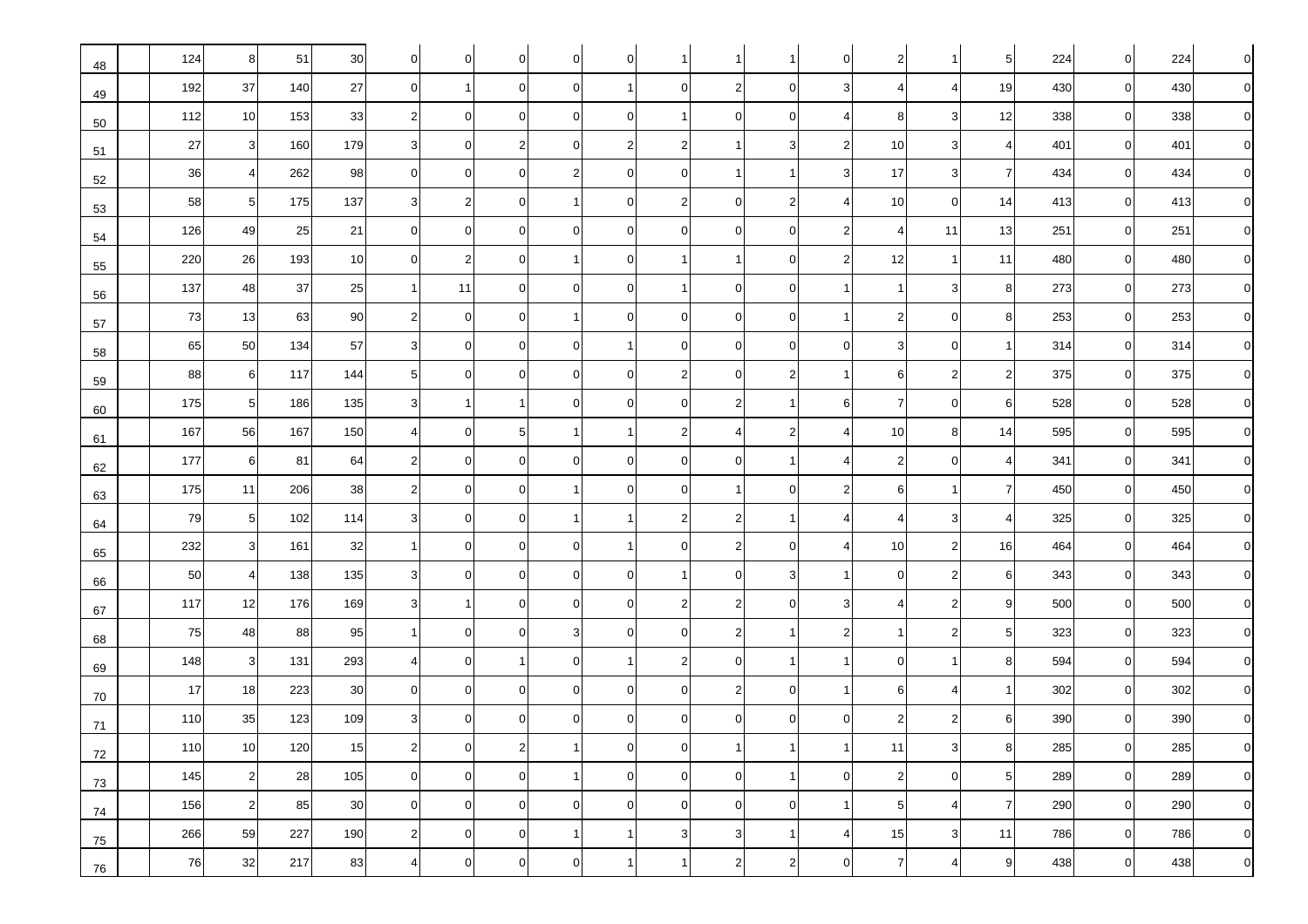| | | | | | | | | | | | | | | | | | | | | | |
|---|---|---|---|---|---|---|---|---|---|---|---|---|---|---|---|---|---|---|---|---|---|
| 48 | | 124 | 8 | 51 | 30 | 0 | 0 | 0 | 0 | 0 | 1 | 1 | 1 | 0 | 2 | 1 | 5 | 224 | 0 | 224 | 0 |
| 49 | | 192 | 37 | 140 | 27 | 0 | 1 | 0 | 0 | 1 | 0 | 2 | 0 | 3 | 4 | 4 | 19 | 430 | 0 | 430 | 0 |
| 50 | | 112 | 10 | 153 | 33 | 2 | 0 | 0 | 0 | 0 | 1 | 0 | 0 | 4 | 8 | 3 | 12 | 338 | 0 | 338 | 0 |
| 51 | | 27 | 3 | 160 | 179 | 3 | 0 | 2 | 0 | 2 | 2 | 1 | 3 | 2 | 10 | 3 | 4 | 401 | 0 | 401 | 0 |
| 52 | | 36 | 4 | 262 | 98 | 0 | 0 | 0 | 2 | 0 | 0 | 1 | 1 | 3 | 17 | 3 | 7 | 434 | 0 | 434 | 0 |
| 53 | | 58 | 5 | 175 | 137 | 3 | 2 | 0 | 1 | 0 | 2 | 0 | 2 | 4 | 10 | 0 | 14 | 413 | 0 | 413 | 0 |
| 54 | | 126 | 49 | 25 | 21 | 0 | 0 | 0 | 0 | 0 | 0 | 0 | 0 | 2 | 4 | 11 | 13 | 251 | 0 | 251 | 0 |
| 55 | | 220 | 26 | 193 | 10 | 0 | 2 | 0 | 1 | 0 | 1 | 1 | 0 | 2 | 12 | 1 | 11 | 480 | 0 | 480 | 0 |
| 56 | | 137 | 48 | 37 | 25 | 1 | 11 | 0 | 0 | 0 | 1 | 0 | 0 | 1 | 1 | 3 | 8 | 273 | 0 | 273 | 0 |
| 57 | | 73 | 13 | 63 | 90 | 2 | 0 | 0 | 1 | 0 | 0 | 0 | 0 | 1 | 2 | 0 | 8 | 253 | 0 | 253 | 0 |
| 58 | | 65 | 50 | 134 | 57 | 3 | 0 | 0 | 0 | 1 | 0 | 0 | 0 | 0 | 3 | 0 | 1 | 314 | 0 | 314 | 0 |
| 59 | | 88 | 6 | 117 | 144 | 5 | 0 | 0 | 0 | 0 | 2 | 0 | 2 | 1 | 6 | 2 | 2 | 375 | 0 | 375 | 0 |
| 60 | | 175 | 5 | 186 | 135 | 3 | 1 | 1 | 0 | 0 | 0 | 2 | 1 | 6 | 7 | 0 | 6 | 528 | 0 | 528 | 0 |
| 61 | | 167 | 56 | 167 | 150 | 4 | 0 | 5 | 1 | 1 | 2 | 4 | 2 | 4 | 10 | 8 | 14 | 595 | 0 | 595 | 0 |
| 62 | | 177 | 6 | 81 | 64 | 2 | 0 | 0 | 0 | 0 | 0 | 0 | 1 | 4 | 2 | 0 | 4 | 341 | 0 | 341 | 0 |
| 63 | | 175 | 11 | 206 | 38 | 2 | 0 | 0 | 1 | 0 | 0 | 1 | 0 | 2 | 6 | 1 | 7 | 450 | 0 | 450 | 0 |
| 64 | | 79 | 5 | 102 | 114 | 3 | 0 | 0 | 1 | 1 | 2 | 2 | 1 | 4 | 4 | 3 | 4 | 325 | 0 | 325 | 0 |
| 65 | | 232 | 3 | 161 | 32 | 1 | 0 | 0 | 0 | 1 | 0 | 2 | 0 | 4 | 10 | 2 | 16 | 464 | 0 | 464 | 0 |
| 66 | | 50 | 4 | 138 | 135 | 3 | 0 | 0 | 0 | 0 | 1 | 0 | 3 | 1 | 0 | 2 | 6 | 343 | 0 | 343 | 0 |
| 67 | | 117 | 12 | 176 | 169 | 3 | 1 | 0 | 0 | 0 | 2 | 2 | 0 | 3 | 4 | 2 | 9 | 500 | 0 | 500 | 0 |
| 68 | | 75 | 48 | 88 | 95 | 1 | 0 | 0 | 3 | 0 | 0 | 2 | 1 | 2 | 1 | 2 | 5 | 323 | 0 | 323 | 0 |
| 69 | | 148 | 3 | 131 | 293 | 4 | 0 | 1 | 0 | 1 | 2 | 0 | 1 | 1 | 0 | 1 | 8 | 594 | 0 | 594 | 0 |
| 70 | | 17 | 18 | 223 | 30 | 0 | 0 | 0 | 0 | 0 | 0 | 2 | 0 | 1 | 6 | 4 | 1 | 302 | 0 | 302 | 0 |
| 71 | | 110 | 35 | 123 | 109 | 3 | 0 | 0 | 0 | 0 | 0 | 0 | 0 | 0 | 2 | 2 | 6 | 390 | 0 | 390 | 0 |
| 72 | | 110 | 10 | 120 | 15 | 2 | 0 | 2 | 1 | 0 | 0 | 1 | 1 | 1 | 11 | 3 | 8 | 285 | 0 | 285 | 0 |
| 73 | | 145 | 2 | 28 | 105 | 0 | 0 | 0 | 1 | 0 | 0 | 0 | 1 | 0 | 2 | 0 | 5 | 289 | 0 | 289 | 0 |
| 74 | | 156 | 2 | 85 | 30 | 0 | 0 | 0 | 0 | 0 | 0 | 0 | 0 | 1 | 5 | 4 | 7 | 290 | 0 | 290 | 0 |
| 75 | | 266 | 59 | 227 | 190 | 2 | 0 | 0 | 1 | 1 | 3 | 3 | 1 | 4 | 15 | 3 | 11 | 786 | 0 | 786 | 0 |
| 76 | | 76 | 32 | 217 | 83 | 4 | 0 | 0 | 0 | 1 | 1 | 2 | 2 | 0 | 7 | 4 | 9 | 438 | 0 | 438 | 0 |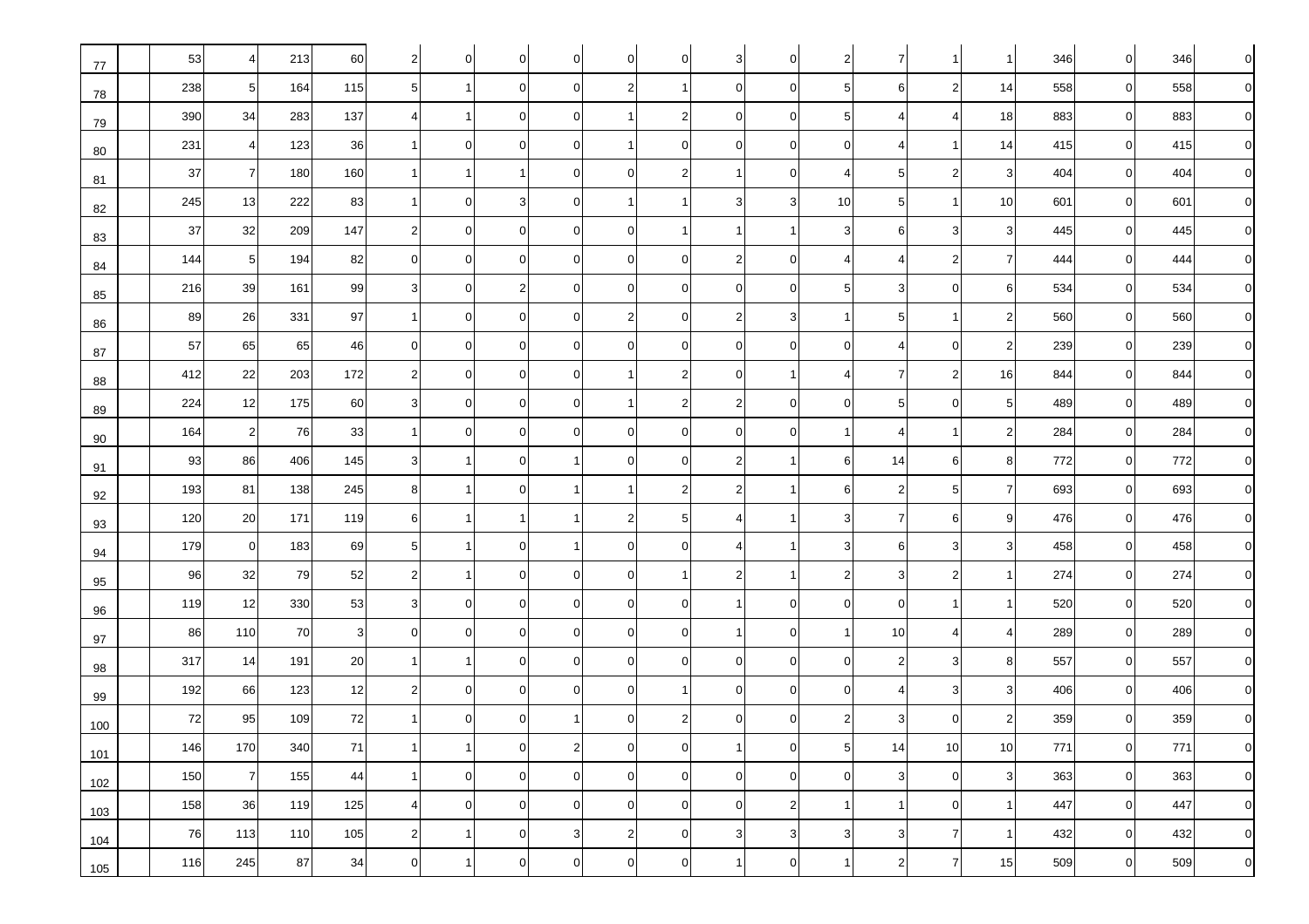| | | | | | | | | | | | | | | | | | | | | | |
|---|---|---|---|---|---|---|---|---|---|---|---|---|---|---|---|---|---|---|---|---|---|
| 77 | | 53 | 4 | 213 | 60 | 2 | 0 | 0 | 0 | 0 | 0 | 3 | 0 | 2 | 7 | 1 | 1 | 346 | 0 | 346 | 0 |
| 78 | | 238 | 5 | 164 | 115 | 5 | 1 | 0 | 0 | 2 | 1 | 0 | 0 | 5 | 6 | 2 | 14 | 558 | 0 | 558 | 0 |
| 79 | | 390 | 34 | 283 | 137 | 4 | 1 | 0 | 0 | 1 | 2 | 0 | 0 | 5 | 4 | 4 | 18 | 883 | 0 | 883 | 0 |
| 80 | | 231 | 4 | 123 | 36 | 1 | 0 | 0 | 0 | 1 | 0 | 0 | 0 | 0 | 4 | 1 | 14 | 415 | 0 | 415 | 0 |
| 81 | | 37 | 7 | 180 | 160 | 1 | 1 | 1 | 0 | 0 | 2 | 1 | 0 | 4 | 5 | 2 | 3 | 404 | 0 | 404 | 0 |
| 82 | | 245 | 13 | 222 | 83 | 1 | 0 | 3 | 0 | 1 | 1 | 3 | 3 | 10 | 5 | 1 | 10 | 601 | 0 | 601 | 0 |
| 83 | | 37 | 32 | 209 | 147 | 2 | 0 | 0 | 0 | 0 | 1 | 1 | 1 | 3 | 6 | 3 | 3 | 445 | 0 | 445 | 0 |
| 84 | | 144 | 5 | 194 | 82 | 0 | 0 | 0 | 0 | 0 | 0 | 2 | 0 | 4 | 4 | 2 | 7 | 444 | 0 | 444 | 0 |
| 85 | | 216 | 39 | 161 | 99 | 3 | 0 | 2 | 0 | 0 | 0 | 0 | 0 | 5 | 3 | 0 | 6 | 534 | 0 | 534 | 0 |
| 86 | | 89 | 26 | 331 | 97 | 1 | 0 | 0 | 0 | 2 | 0 | 2 | 3 | 1 | 5 | 1 | 2 | 560 | 0 | 560 | 0 |
| 87 | | 57 | 65 | 65 | 46 | 0 | 0 | 0 | 0 | 0 | 0 | 0 | 0 | 0 | 4 | 0 | 2 | 239 | 0 | 239 | 0 |
| 88 | | 412 | 22 | 203 | 172 | 2 | 0 | 0 | 0 | 1 | 2 | 0 | 1 | 4 | 7 | 2 | 16 | 844 | 0 | 844 | 0 |
| 89 | | 224 | 12 | 175 | 60 | 3 | 0 | 0 | 0 | 1 | 2 | 2 | 0 | 0 | 5 | 0 | 5 | 489 | 0 | 489 | 0 |
| 90 | | 164 | 2 | 76 | 33 | 1 | 0 | 0 | 0 | 0 | 0 | 0 | 0 | 1 | 4 | 1 | 2 | 284 | 0 | 284 | 0 |
| 91 | | 93 | 86 | 406 | 145 | 3 | 1 | 0 | 1 | 0 | 0 | 2 | 1 | 6 | 14 | 6 | 8 | 772 | 0 | 772 | 0 |
| 92 | | 193 | 81 | 138 | 245 | 8 | 1 | 0 | 1 | 1 | 2 | 2 | 1 | 6 | 2 | 5 | 7 | 693 | 0 | 693 | 0 |
| 93 | | 120 | 20 | 171 | 119 | 6 | 1 | 1 | 1 | 2 | 5 | 4 | 1 | 3 | 7 | 6 | 9 | 476 | 0 | 476 | 0 |
| 94 | | 179 | 0 | 183 | 69 | 5 | 1 | 0 | 1 | 0 | 0 | 4 | 1 | 3 | 6 | 3 | 3 | 458 | 0 | 458 | 0 |
| 95 | | 96 | 32 | 79 | 52 | 2 | 1 | 0 | 0 | 0 | 1 | 2 | 1 | 2 | 3 | 2 | 1 | 274 | 0 | 274 | 0 |
| 96 | | 119 | 12 | 330 | 53 | 3 | 0 | 0 | 0 | 0 | 0 | 1 | 0 | 0 | 0 | 1 | 1 | 520 | 0 | 520 | 0 |
| 97 | | 86 | 110 | 70 | 3 | 0 | 0 | 0 | 0 | 0 | 0 | 1 | 0 | 1 | 10 | 4 | 4 | 289 | 0 | 289 | 0 |
| 98 | | 317 | 14 | 191 | 20 | 1 | 1 | 0 | 0 | 0 | 0 | 0 | 0 | 0 | 2 | 3 | 8 | 557 | 0 | 557 | 0 |
| 99 | | 192 | 66 | 123 | 12 | 2 | 0 | 0 | 0 | 0 | 1 | 0 | 0 | 0 | 4 | 3 | 3 | 406 | 0 | 406 | 0 |
| 100 | | 72 | 95 | 109 | 72 | 1 | 0 | 0 | 1 | 0 | 2 | 0 | 0 | 2 | 3 | 0 | 2 | 359 | 0 | 359 | 0 |
| 101 | | 146 | 170 | 340 | 71 | 1 | 1 | 0 | 2 | 0 | 0 | 1 | 0 | 5 | 14 | 10 | 10 | 771 | 0 | 771 | 0 |
| 102 | | 150 | 7 | 155 | 44 | 1 | 0 | 0 | 0 | 0 | 0 | 0 | 0 | 0 | 3 | 0 | 3 | 363 | 0 | 363 | 0 |
| 103 | | 158 | 36 | 119 | 125 | 4 | 0 | 0 | 0 | 0 | 0 | 0 | 2 | 1 | 1 | 0 | 1 | 447 | 0 | 447 | 0 |
| 104 | | 76 | 113 | 110 | 105 | 2 | 1 | 0 | 3 | 2 | 0 | 3 | 3 | 3 | 3 | 7 | 1 | 432 | 0 | 432 | 0 |
| 105 | | 116 | 245 | 87 | 34 | 0 | 1 | 0 | 0 | 0 | 0 | 1 | 0 | 1 | 2 | 7 | 15 | 509 | 0 | 509 | 0 |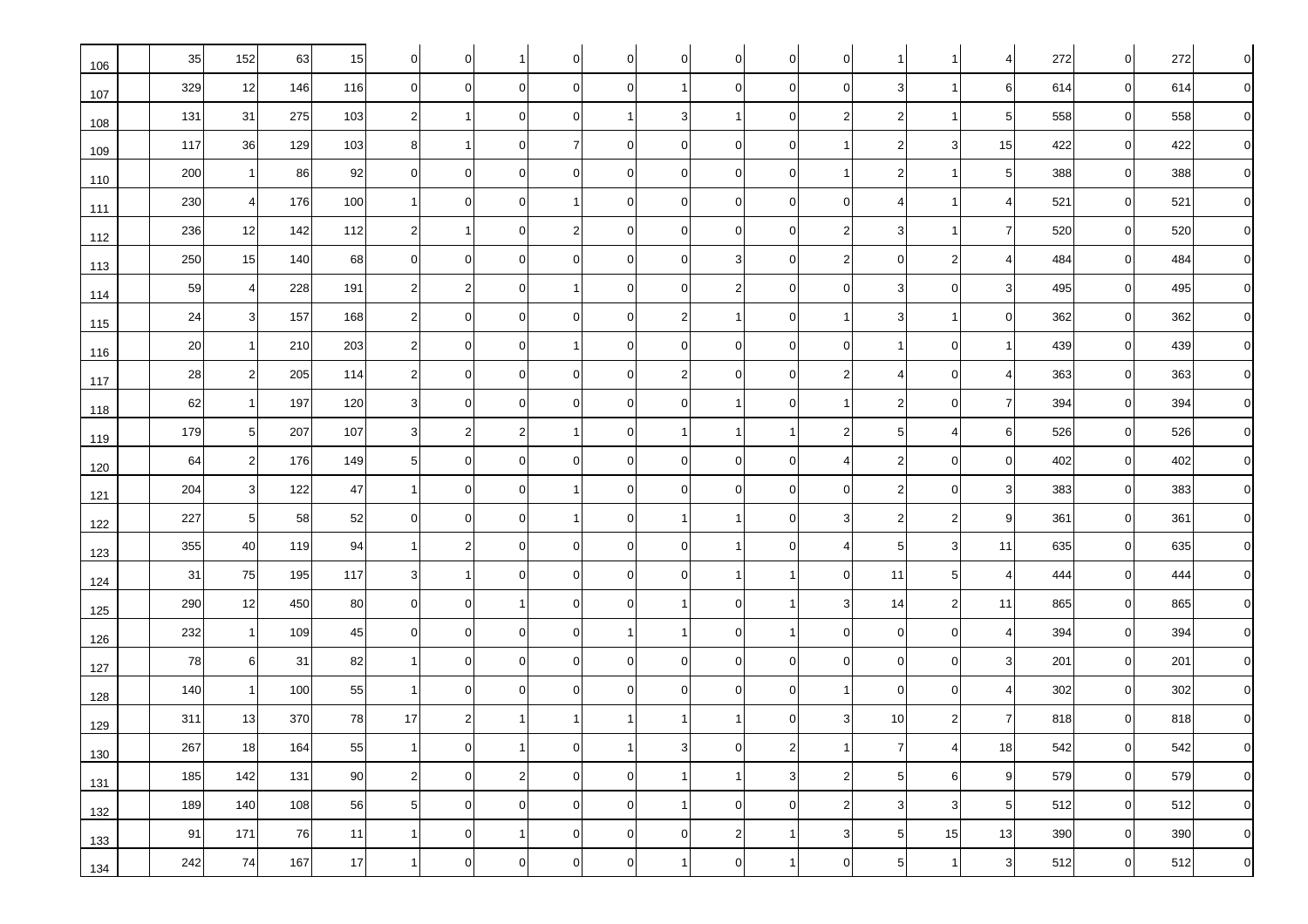| | | | | | | | | | | | | | | | | | | | | | |
|---|---|---|---|---|---|---|---|---|---|---|---|---|---|---|---|---|---|---|---|---|---|
| 106 | | 35 | 152 | 63 | 15 | 0 | 0 | 1 | 0 | 0 | 0 | 0 | 0 | 0 | 1 | 1 | 4 | 272 | 0 | 272 | 0 |
| 107 | | 329 | 12 | 146 | 116 | 0 | 0 | 0 | 0 | 0 | 1 | 0 | 0 | 0 | 3 | 1 | 6 | 614 | 0 | 614 | 0 |
| 108 | | 131 | 31 | 275 | 103 | 2 | 1 | 0 | 0 | 1 | 3 | 1 | 0 | 2 | 2 | 1 | 5 | 558 | 0 | 558 | 0 |
| 109 | | 117 | 36 | 129 | 103 | 8 | 1 | 0 | 7 | 0 | 0 | 0 | 0 | 1 | 2 | 3 | 15 | 422 | 0 | 422 | 0 |
| 110 | | 200 | 1 | 86 | 92 | 0 | 0 | 0 | 0 | 0 | 0 | 0 | 0 | 1 | 2 | 1 | 5 | 388 | 0 | 388 | 0 |
| 111 | | 230 | 4 | 176 | 100 | 1 | 0 | 0 | 1 | 0 | 0 | 0 | 0 | 0 | 4 | 1 | 4 | 521 | 0 | 521 | 0 |
| 112 | | 236 | 12 | 142 | 112 | 2 | 1 | 0 | 2 | 0 | 0 | 0 | 0 | 2 | 3 | 1 | 7 | 520 | 0 | 520 | 0 |
| 113 | | 250 | 15 | 140 | 68 | 0 | 0 | 0 | 0 | 0 | 0 | 3 | 0 | 2 | 0 | 2 | 4 | 484 | 0 | 484 | 0 |
| 114 | | 59 | 4 | 228 | 191 | 2 | 2 | 0 | 1 | 0 | 0 | 2 | 0 | 0 | 3 | 0 | 3 | 495 | 0 | 495 | 0 |
| 115 | | 24 | 3 | 157 | 168 | 2 | 0 | 0 | 0 | 0 | 2 | 1 | 0 | 1 | 3 | 1 | 0 | 362 | 0 | 362 | 0 |
| 116 | | 20 | 1 | 210 | 203 | 2 | 0 | 0 | 1 | 0 | 0 | 0 | 0 | 0 | 1 | 0 | 1 | 439 | 0 | 439 | 0 |
| 117 | | 28 | 2 | 205 | 114 | 2 | 0 | 0 | 0 | 0 | 2 | 0 | 0 | 2 | 4 | 0 | 4 | 363 | 0 | 363 | 0 |
| 118 | | 62 | 1 | 197 | 120 | 3 | 0 | 0 | 0 | 0 | 0 | 1 | 0 | 1 | 2 | 0 | 7 | 394 | 0 | 394 | 0 |
| 119 | | 179 | 5 | 207 | 107 | 3 | 2 | 2 | 1 | 0 | 1 | 1 | 1 | 2 | 5 | 4 | 6 | 526 | 0 | 526 | 0 |
| 120 | | 64 | 2 | 176 | 149 | 5 | 0 | 0 | 0 | 0 | 0 | 0 | 0 | 4 | 2 | 0 | 0 | 402 | 0 | 402 | 0 |
| 121 | | 204 | 3 | 122 | 47 | 1 | 0 | 0 | 1 | 0 | 0 | 0 | 0 | 0 | 2 | 0 | 3 | 383 | 0 | 383 | 0 |
| 122 | | 227 | 5 | 58 | 52 | 0 | 0 | 0 | 1 | 0 | 1 | 1 | 0 | 3 | 2 | 2 | 9 | 361 | 0 | 361 | 0 |
| 123 | | 355 | 40 | 119 | 94 | 1 | 2 | 0 | 0 | 0 | 0 | 1 | 0 | 4 | 5 | 3 | 11 | 635 | 0 | 635 | 0 |
| 124 | | 31 | 75 | 195 | 117 | 3 | 1 | 0 | 0 | 0 | 0 | 1 | 1 | 0 | 11 | 5 | 4 | 444 | 0 | 444 | 0 |
| 125 | | 290 | 12 | 450 | 80 | 0 | 0 | 1 | 0 | 0 | 1 | 0 | 1 | 3 | 14 | 2 | 11 | 865 | 0 | 865 | 0 |
| 126 | | 232 | 1 | 109 | 45 | 0 | 0 | 0 | 0 | 1 | 1 | 0 | 1 | 0 | 0 | 0 | 4 | 394 | 0 | 394 | 0 |
| 127 | | 78 | 6 | 31 | 82 | 1 | 0 | 0 | 0 | 0 | 0 | 0 | 0 | 0 | 0 | 0 | 3 | 201 | 0 | 201 | 0 |
| 128 | | 140 | 1 | 100 | 55 | 1 | 0 | 0 | 0 | 0 | 0 | 0 | 0 | 1 | 0 | 0 | 4 | 302 | 0 | 302 | 0 |
| 129 | | 311 | 13 | 370 | 78 | 17 | 2 | 1 | 1 | 1 | 1 | 1 | 0 | 3 | 10 | 2 | 7 | 818 | 0 | 818 | 0 |
| 130 | | 267 | 18 | 164 | 55 | 1 | 0 | 1 | 0 | 1 | 3 | 0 | 2 | 1 | 7 | 4 | 18 | 542 | 0 | 542 | 0 |
| 131 | | 185 | 142 | 131 | 90 | 2 | 0 | 2 | 0 | 0 | 1 | 1 | 3 | 2 | 5 | 6 | 9 | 579 | 0 | 579 | 0 |
| 132 | | 189 | 140 | 108 | 56 | 5 | 0 | 0 | 0 | 0 | 1 | 0 | 0 | 2 | 3 | 3 | 5 | 512 | 0 | 512 | 0 |
| 133 | | 91 | 171 | 76 | 11 | 1 | 0 | 1 | 0 | 0 | 0 | 2 | 1 | 3 | 5 | 15 | 13 | 390 | 0 | 390 | 0 |
| 134 | | 242 | 74 | 167 | 17 | 1 | 0 | 0 | 0 | 0 | 1 | 0 | 1 | 0 | 5 | 1 | 3 | 512 | 0 | 512 | 0 |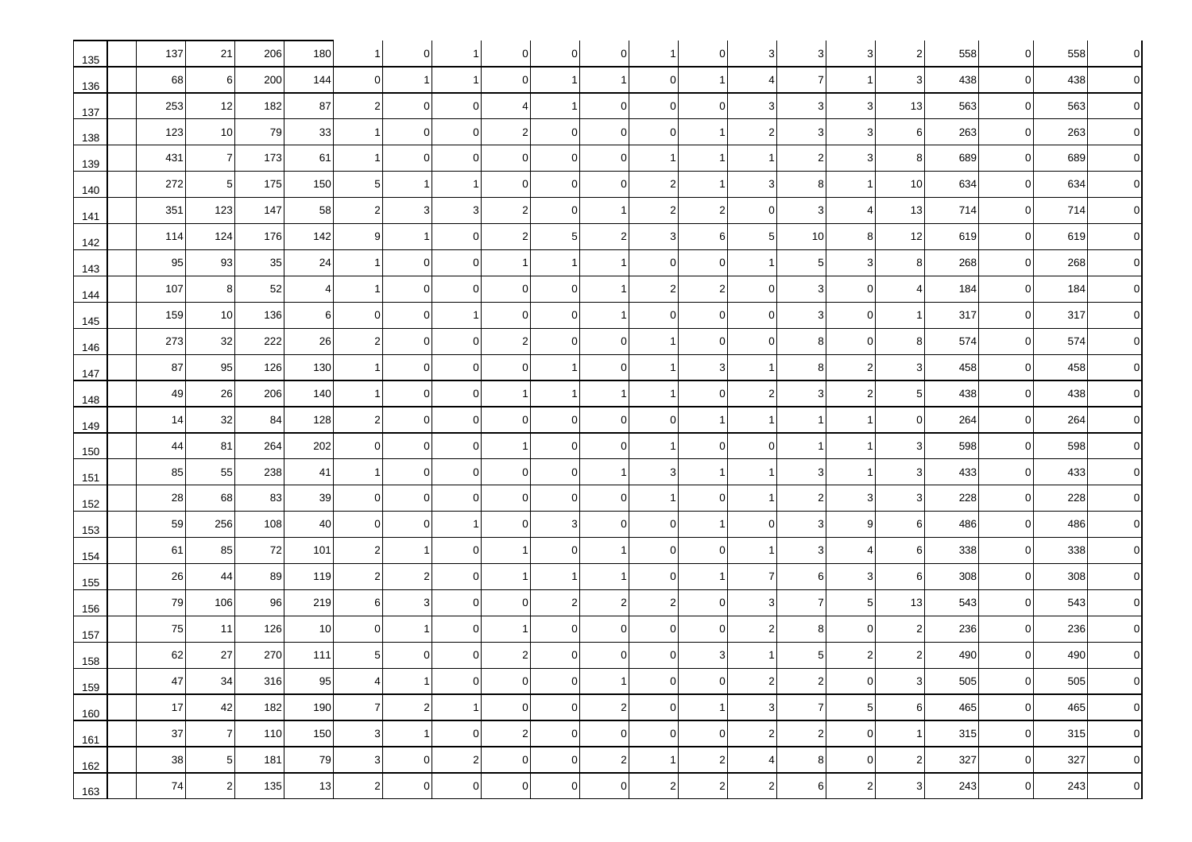| | | | | | | | | | | | | | | | | | | | | | |
|---|---|---|---|---|---|---|---|---|---|---|---|---|---|---|---|---|---|---|---|---|---|
| 135 | | 137 | 21 | 206 | 180 | 1 | 0 | 1 | 0 | 0 | 0 | 1 | 0 | 3 | 3 | 3 | 2 | 558 | 0 | 558 | 0 |
| 136 | | 68 | 6 | 200 | 144 | 0 | 1 | 1 | 0 | 1 | 1 | 0 | 1 | 4 | 7 | 1 | 3 | 438 | 0 | 438 | 0 |
| 137 | | 253 | 12 | 182 | 87 | 2 | 0 | 0 | 4 | 1 | 0 | 0 | 0 | 3 | 3 | 3 | 13 | 563 | 0 | 563 | 0 |
| 138 | | 123 | 10 | 79 | 33 | 1 | 0 | 0 | 2 | 0 | 0 | 0 | 1 | 2 | 3 | 3 | 6 | 263 | 0 | 263 | 0 |
| 139 | | 431 | 7 | 173 | 61 | 1 | 0 | 0 | 0 | 0 | 0 | 1 | 1 | 1 | 2 | 3 | 8 | 689 | 0 | 689 | 0 |
| 140 | | 272 | 5 | 175 | 150 | 5 | 1 | 1 | 0 | 0 | 0 | 2 | 1 | 3 | 8 | 1 | 10 | 634 | 0 | 634 | 0 |
| 141 | | 351 | 123 | 147 | 58 | 2 | 3 | 3 | 2 | 0 | 1 | 2 | 2 | 0 | 3 | 4 | 13 | 714 | 0 | 714 | 0 |
| 142 | | 114 | 124 | 176 | 142 | 9 | 1 | 0 | 2 | 5 | 2 | 3 | 6 | 5 | 10 | 8 | 12 | 619 | 0 | 619 | 0 |
| 143 | | 95 | 93 | 35 | 24 | 1 | 0 | 0 | 1 | 1 | 1 | 0 | 0 | 1 | 5 | 3 | 8 | 268 | 0 | 268 | 0 |
| 144 | | 107 | 8 | 52 | 4 | 1 | 0 | 0 | 0 | 0 | 1 | 2 | 2 | 0 | 3 | 0 | 4 | 184 | 0 | 184 | 0 |
| 145 | | 159 | 10 | 136 | 6 | 0 | 0 | 1 | 0 | 0 | 1 | 0 | 0 | 0 | 3 | 0 | 1 | 317 | 0 | 317 | 0 |
| 146 | | 273 | 32 | 222 | 26 | 2 | 0 | 0 | 2 | 0 | 0 | 1 | 0 | 0 | 8 | 0 | 8 | 574 | 0 | 574 | 0 |
| 147 | | 87 | 95 | 126 | 130 | 1 | 0 | 0 | 0 | 1 | 0 | 1 | 3 | 1 | 8 | 2 | 3 | 458 | 0 | 458 | 0 |
| 148 | | 49 | 26 | 206 | 140 | 1 | 0 | 0 | 1 | 1 | 1 | 1 | 0 | 2 | 3 | 2 | 5 | 438 | 0 | 438 | 0 |
| 149 | | 14 | 32 | 84 | 128 | 2 | 0 | 0 | 0 | 0 | 0 | 0 | 1 | 1 | 1 | 1 | 0 | 264 | 0 | 264 | 0 |
| 150 | | 44 | 81 | 264 | 202 | 0 | 0 | 0 | 1 | 0 | 0 | 1 | 0 | 0 | 1 | 1 | 3 | 598 | 0 | 598 | 0 |
| 151 | | 85 | 55 | 238 | 41 | 1 | 0 | 0 | 0 | 0 | 1 | 3 | 1 | 1 | 3 | 1 | 3 | 433 | 0 | 433 | 0 |
| 152 | | 28 | 68 | 83 | 39 | 0 | 0 | 0 | 0 | 0 | 0 | 1 | 0 | 1 | 2 | 3 | 3 | 228 | 0 | 228 | 0 |
| 153 | | 59 | 256 | 108 | 40 | 0 | 0 | 1 | 0 | 3 | 0 | 0 | 1 | 0 | 3 | 9 | 6 | 486 | 0 | 486 | 0 |
| 154 | | 61 | 85 | 72 | 101 | 2 | 1 | 0 | 1 | 0 | 1 | 0 | 0 | 1 | 3 | 4 | 6 | 338 | 0 | 338 | 0 |
| 155 | | 26 | 44 | 89 | 119 | 2 | 2 | 0 | 1 | 1 | 1 | 0 | 1 | 7 | 6 | 3 | 6 | 308 | 0 | 308 | 0 |
| 156 | | 79 | 106 | 96 | 219 | 6 | 3 | 0 | 0 | 2 | 2 | 2 | 0 | 3 | 7 | 5 | 13 | 543 | 0 | 543 | 0 |
| 157 | | 75 | 11 | 126 | 10 | 0 | 1 | 0 | 1 | 0 | 0 | 0 | 0 | 2 | 8 | 0 | 2 | 236 | 0 | 236 | 0 |
| 158 | | 62 | 27 | 270 | 111 | 5 | 0 | 0 | 2 | 0 | 0 | 0 | 3 | 1 | 5 | 2 | 2 | 490 | 0 | 490 | 0 |
| 159 | | 47 | 34 | 316 | 95 | 4 | 1 | 0 | 0 | 0 | 1 | 0 | 0 | 2 | 2 | 0 | 3 | 505 | 0 | 505 | 0 |
| 160 | | 17 | 42 | 182 | 190 | 7 | 2 | 1 | 0 | 0 | 2 | 0 | 1 | 3 | 7 | 5 | 6 | 465 | 0 | 465 | 0 |
| 161 | | 37 | 7 | 110 | 150 | 3 | 1 | 0 | 2 | 0 | 0 | 0 | 0 | 2 | 2 | 0 | 1 | 315 | 0 | 315 | 0 |
| 162 | | 38 | 5 | 181 | 79 | 3 | 0 | 2 | 0 | 0 | 2 | 1 | 2 | 4 | 8 | 0 | 2 | 327 | 0 | 327 | 0 |
| 163 | | 74 | 2 | 135 | 13 | 2 | 0 | 0 | 0 | 0 | 0 | 2 | 2 | 2 | 6 | 2 | 3 | 243 | 0 | 243 | 0 |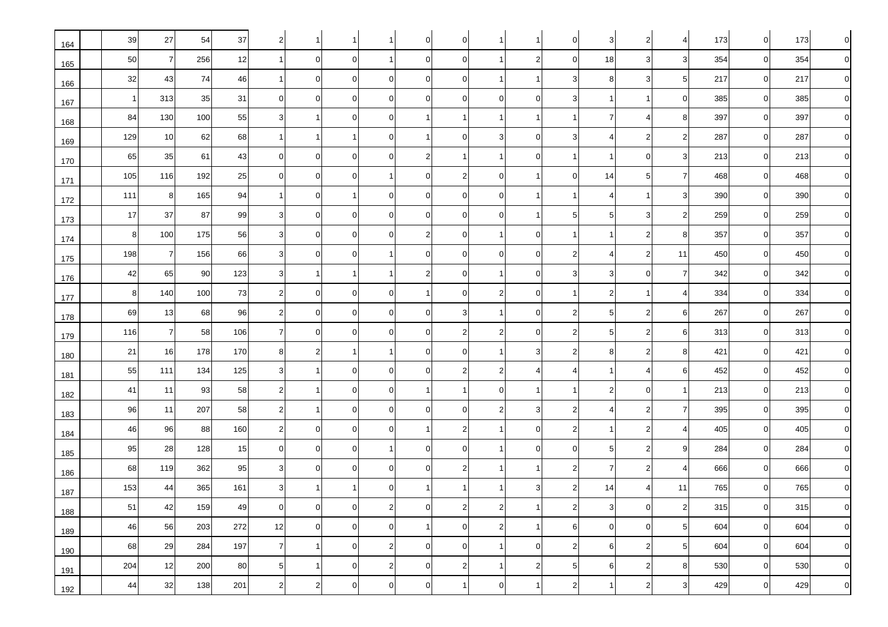| | | | | | | | | | | | | | | | | | | | | | |
|---|---|---|---|---|---|---|---|---|---|---|---|---|---|---|---|---|---|---|---|---|---|
| 164 | | 39 | 27 | 54 | 37 | 2 | 1 | 1 | 1 | 0 | 0 | 1 | 1 | 0 | 3 | 2 | 4 | 173 | 0 | 173 | 0 |
| 165 | | 50 | 7 | 256 | 12 | 1 | 0 | 0 | 1 | 0 | 0 | 1 | 2 | 0 | 18 | 3 | 3 | 354 | 0 | 354 | 0 |
| 166 | | 32 | 43 | 74 | 46 | 1 | 0 | 0 | 0 | 0 | 0 | 1 | 1 | 3 | 8 | 3 | 5 | 217 | 0 | 217 | 0 |
| 167 | | 1 | 313 | 35 | 31 | 0 | 0 | 0 | 0 | 0 | 0 | 0 | 0 | 3 | 1 | 1 | 0 | 385 | 0 | 385 | 0 |
| 168 | | 84 | 130 | 100 | 55 | 3 | 1 | 0 | 0 | 1 | 1 | 1 | 1 | 1 | 7 | 4 | 8 | 397 | 0 | 397 | 0 |
| 169 | | 129 | 10 | 62 | 68 | 1 | 1 | 1 | 0 | 1 | 0 | 3 | 0 | 3 | 4 | 2 | 2 | 287 | 0 | 287 | 0 |
| 170 | | 65 | 35 | 61 | 43 | 0 | 0 | 0 | 0 | 2 | 1 | 1 | 0 | 1 | 1 | 0 | 3 | 213 | 0 | 213 | 0 |
| 171 | | 105 | 116 | 192 | 25 | 0 | 0 | 0 | 1 | 0 | 2 | 0 | 1 | 0 | 14 | 5 | 7 | 468 | 0 | 468 | 0 |
| 172 | | 111 | 8 | 165 | 94 | 1 | 0 | 1 | 0 | 0 | 0 | 0 | 1 | 1 | 4 | 1 | 3 | 390 | 0 | 390 | 0 |
| 173 | | 17 | 37 | 87 | 99 | 3 | 0 | 0 | 0 | 0 | 0 | 0 | 1 | 5 | 5 | 3 | 2 | 259 | 0 | 259 | 0 |
| 174 | | 8 | 100 | 175 | 56 | 3 | 0 | 0 | 0 | 2 | 0 | 1 | 0 | 1 | 1 | 2 | 8 | 357 | 0 | 357 | 0 |
| 175 | | 198 | 7 | 156 | 66 | 3 | 0 | 0 | 1 | 0 | 0 | 0 | 0 | 2 | 4 | 2 | 11 | 450 | 0 | 450 | 0 |
| 176 | | 42 | 65 | 90 | 123 | 3 | 1 | 1 | 1 | 2 | 0 | 1 | 0 | 3 | 3 | 0 | 7 | 342 | 0 | 342 | 0 |
| 177 | | 8 | 140 | 100 | 73 | 2 | 0 | 0 | 0 | 1 | 0 | 2 | 0 | 1 | 2 | 1 | 4 | 334 | 0 | 334 | 0 |
| 178 | | 69 | 13 | 68 | 96 | 2 | 0 | 0 | 0 | 0 | 3 | 1 | 0 | 2 | 5 | 2 | 6 | 267 | 0 | 267 | 0 |
| 179 | | 116 | 7 | 58 | 106 | 7 | 0 | 0 | 0 | 0 | 2 | 2 | 0 | 2 | 5 | 2 | 6 | 313 | 0 | 313 | 0 |
| 180 | | 21 | 16 | 178 | 170 | 8 | 2 | 1 | 1 | 0 | 0 | 1 | 3 | 2 | 8 | 2 | 8 | 421 | 0 | 421 | 0 |
| 181 | | 55 | 111 | 134 | 125 | 3 | 1 | 0 | 0 | 0 | 2 | 2 | 4 | 4 | 1 | 4 | 6 | 452 | 0 | 452 | 0 |
| 182 | | 41 | 11 | 93 | 58 | 2 | 1 | 0 | 0 | 1 | 1 | 0 | 1 | 1 | 2 | 0 | 1 | 213 | 0 | 213 | 0 |
| 183 | | 96 | 11 | 207 | 58 | 2 | 1 | 0 | 0 | 0 | 0 | 2 | 3 | 2 | 4 | 2 | 7 | 395 | 0 | 395 | 0 |
| 184 | | 46 | 96 | 88 | 160 | 2 | 0 | 0 | 0 | 1 | 2 | 1 | 0 | 2 | 1 | 2 | 4 | 405 | 0 | 405 | 0 |
| 185 | | 95 | 28 | 128 | 15 | 0 | 0 | 0 | 1 | 0 | 0 | 1 | 0 | 0 | 5 | 2 | 9 | 284 | 0 | 284 | 0 |
| 186 | | 68 | 119 | 362 | 95 | 3 | 0 | 0 | 0 | 0 | 2 | 1 | 1 | 2 | 7 | 2 | 4 | 666 | 0 | 666 | 0 |
| 187 | | 153 | 44 | 365 | 161 | 3 | 1 | 1 | 0 | 1 | 1 | 1 | 3 | 2 | 14 | 4 | 11 | 765 | 0 | 765 | 0 |
| 188 | | 51 | 42 | 159 | 49 | 0 | 0 | 0 | 2 | 0 | 2 | 2 | 1 | 2 | 3 | 0 | 2 | 315 | 0 | 315 | 0 |
| 189 | | 46 | 56 | 203 | 272 | 12 | 0 | 0 | 0 | 1 | 0 | 2 | 1 | 6 | 0 | 0 | 5 | 604 | 0 | 604 | 0 |
| 190 | | 68 | 29 | 284 | 197 | 7 | 1 | 0 | 2 | 0 | 0 | 1 | 0 | 2 | 6 | 2 | 5 | 604 | 0 | 604 | 0 |
| 191 | | 204 | 12 | 200 | 80 | 5 | 1 | 0 | 2 | 0 | 2 | 1 | 2 | 5 | 6 | 2 | 8 | 530 | 0 | 530 | 0 |
| 192 | | 44 | 32 | 138 | 201 | 2 | 2 | 0 | 0 | 0 | 1 | 0 | 1 | 2 | 1 | 2 | 3 | 429 | 0 | 429 | 0 |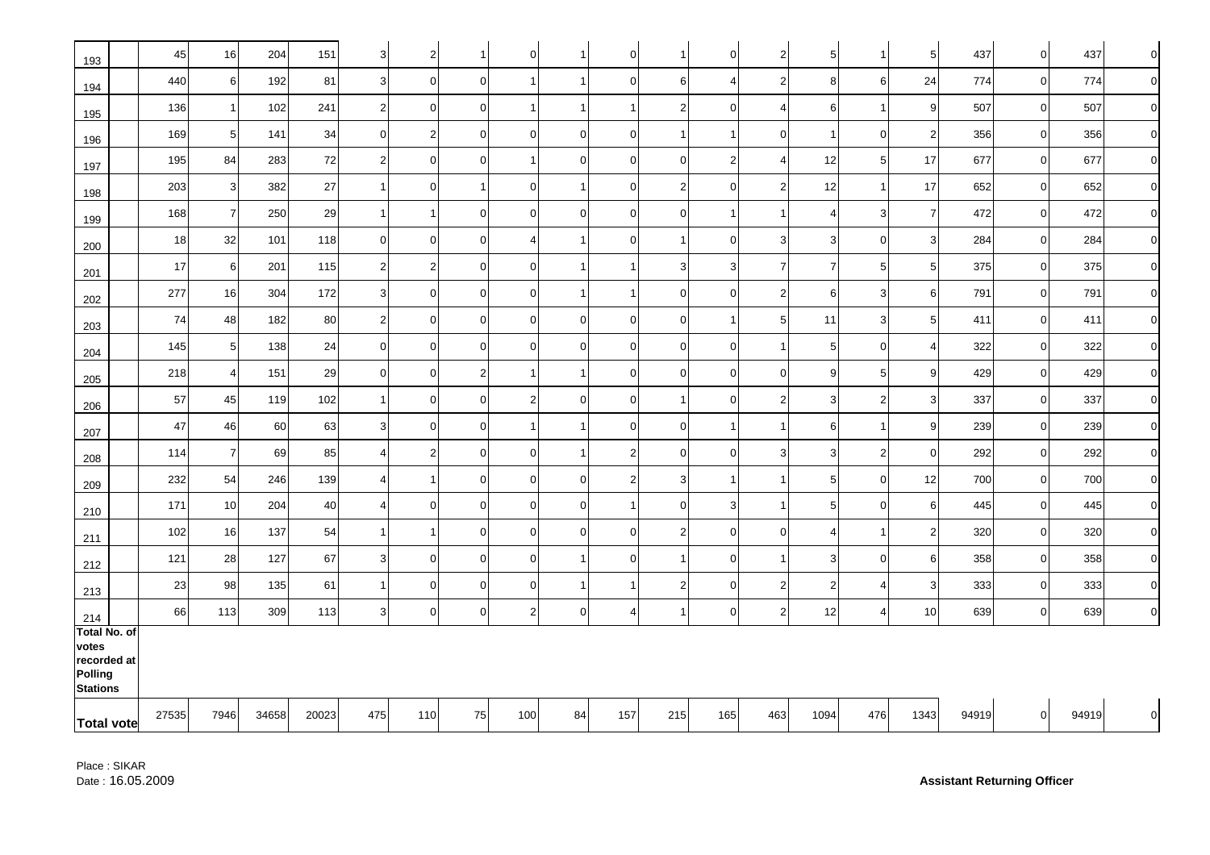| | | | | | | | | | | | | | | | | | | | | | |
|---|---|---|---|---|---|---|---|---|---|---|---|---|---|---|---|---|---|---|---|---|---|
| 193 | | 45 | 16 | 204 | 151 | 3 | 2 | 1 | 0 | 1 | 0 | 1 | 0 | 2 | 5 | 1 | 5 | 437 | 0 | 437 | 0 |
| 194 | | 440 | 6 | 192 | 81 | 3 | 0 | 0 | 1 | 1 | 0 | 6 | 4 | 2 | 8 | 6 | 24 | 774 | 0 | 774 | 0 |
| 195 | | 136 | 1 | 102 | 241 | 2 | 0 | 0 | 1 | 1 | 1 | 2 | 0 | 4 | 6 | 1 | 9 | 507 | 0 | 507 | 0 |
| 196 | | 169 | 5 | 141 | 34 | 0 | 2 | 0 | 0 | 0 | 0 | 1 | 1 | 0 | 1 | 0 | 2 | 356 | 0 | 356 | 0 |
| 197 | | 195 | 84 | 283 | 72 | 2 | 0 | 0 | 1 | 0 | 0 | 0 | 2 | 4 | 12 | 5 | 17 | 677 | 0 | 677 | 0 |
| 198 | | 203 | 3 | 382 | 27 | 1 | 0 | 1 | 0 | 1 | 0 | 2 | 0 | 2 | 12 | 1 | 17 | 652 | 0 | 652 | 0 |
| 199 | | 168 | 7 | 250 | 29 | 1 | 1 | 0 | 0 | 0 | 0 | 0 | 1 | 1 | 4 | 3 | 7 | 472 | 0 | 472 | 0 |
| 200 | | 18 | 32 | 101 | 118 | 0 | 0 | 0 | 4 | 1 | 0 | 1 | 0 | 3 | 3 | 0 | 3 | 284 | 0 | 284 | 0 |
| 201 | | 17 | 6 | 201 | 115 | 2 | 2 | 0 | 0 | 1 | 1 | 3 | 3 | 7 | 7 | 5 | 5 | 375 | 0 | 375 | 0 |
| 202 | | 277 | 16 | 304 | 172 | 3 | 0 | 0 | 0 | 1 | 1 | 0 | 0 | 2 | 6 | 3 | 6 | 791 | 0 | 791 | 0 |
| 203 | | 74 | 48 | 182 | 80 | 2 | 0 | 0 | 0 | 0 | 0 | 0 | 1 | 5 | 11 | 3 | 5 | 411 | 0 | 411 | 0 |
| 204 | | 145 | 5 | 138 | 24 | 0 | 0 | 0 | 0 | 0 | 0 | 0 | 0 | 1 | 5 | 0 | 4 | 322 | 0 | 322 | 0 |
| 205 | | 218 | 4 | 151 | 29 | 0 | 0 | 2 | 1 | 1 | 0 | 0 | 0 | 0 | 9 | 5 | 9 | 429 | 0 | 429 | 0 |
| 206 | | 57 | 45 | 119 | 102 | 1 | 0 | 0 | 2 | 0 | 0 | 1 | 0 | 2 | 3 | 2 | 3 | 337 | 0 | 337 | 0 |
| 207 | | 47 | 46 | 60 | 63 | 3 | 0 | 0 | 1 | 1 | 0 | 0 | 1 | 1 | 6 | 1 | 9 | 239 | 0 | 239 | 0 |
| 208 | | 114 | 7 | 69 | 85 | 4 | 2 | 0 | 0 | 1 | 2 | 0 | 0 | 3 | 3 | 2 | 0 | 292 | 0 | 292 | 0 |
| 209 | | 232 | 54 | 246 | 139 | 4 | 1 | 0 | 0 | 0 | 2 | 3 | 1 | 1 | 5 | 0 | 12 | 700 | 0 | 700 | 0 |
| 210 | | 171 | 10 | 204 | 40 | 4 | 0 | 0 | 0 | 0 | 1 | 0 | 3 | 1 | 5 | 0 | 6 | 445 | 0 | 445 | 0 |
| 211 | | 102 | 16 | 137 | 54 | 1 | 1 | 0 | 0 | 0 | 0 | 2 | 0 | 0 | 4 | 1 | 2 | 320 | 0 | 320 | 0 |
| 212 | | 121 | 28 | 127 | 67 | 3 | 0 | 0 | 0 | 1 | 0 | 1 | 0 | 1 | 3 | 0 | 6 | 358 | 0 | 358 | 0 |
| 213 | | 23 | 98 | 135 | 61 | 1 | 0 | 0 | 0 | 1 | 1 | 2 | 0 | 2 | 2 | 4 | 3 | 333 | 0 | 333 | 0 |
| 214 | | 66 | 113 | 309 | 113 | 3 | 0 | 0 | 2 | 0 | 4 | 1 | 0 | 2 | 12 | 4 | 10 | 639 | 0 | 639 | 0 |
| **Total No. of votes recorded at Polling Stations** | | | | | | | | | | | | | | | | | | | | | |
| **Total vote** | | 27535 | 7946 | 34658 | 20023 | 475 | 110 | 75 | 100 | 84 | 157 | 215 | 165 | 463 | 1094 | 476 | 1343 | 94919 | 0 | 94919 | 0 |

Place : SIKAR
Date : 16.05.2009

**Assistant Returning Officer**